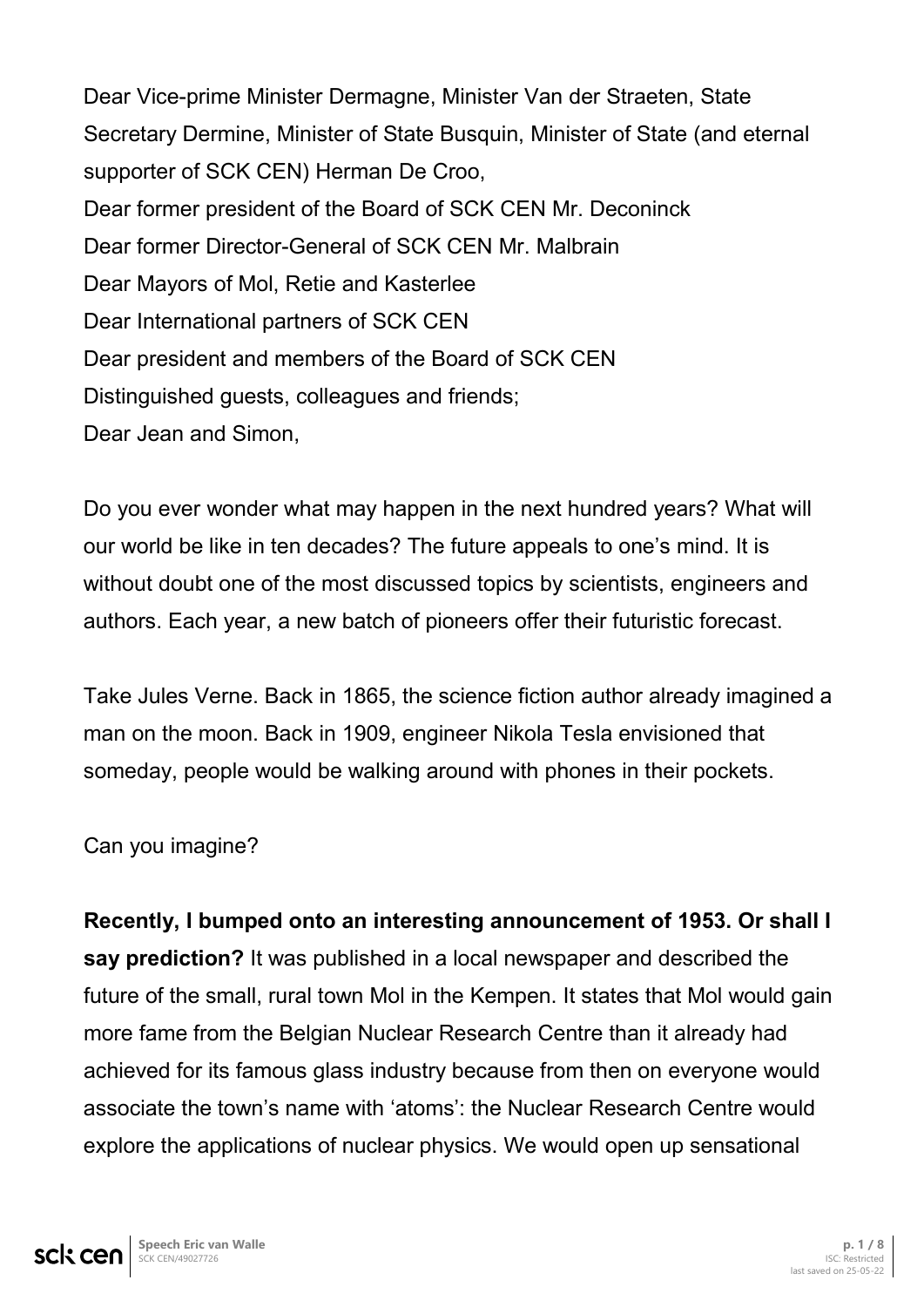Dear Vice-prime Minister Dermagne, Minister Van der Straeten, State Secretary Dermine, Minister of State Busquin, Minister of State (and eternal supporter of SCK CEN) Herman De Croo,
Dear former president of the Board of SCK CEN Mr. Deconinck
Dear former Director-General of SCK CEN Mr. Malbrain
Dear Mayors of Mol, Retie and Kasterlee
Dear International partners of SCK CEN
Dear president and members of the Board of SCK CEN
Distinguished guests, colleagues and friends;
Dear Jean and Simon,

Do you ever wonder what may happen in the next hundred years? What will our world be like in ten decades? The future appeals to one's mind. It is without doubt one of the most discussed topics by scientists, engineers and authors. Each year, a new batch of pioneers offer their futuristic forecast.

Take Jules Verne. Back in 1865, the science fiction author already imagined a man on the moon. Back in 1909, engineer Nikola Tesla envisioned that someday, people would be walking around with phones in their pockets.

Can you imagine?

**Recently, I bumped onto an interesting announcement of 1953. Or shall I say prediction?** It was published in a local newspaper and described the future of the small, rural town Mol in the Kempen. It states that Mol would gain more fame from the Belgian Nuclear Research Centre than it already had achieved for its famous glass industry because from then on everyone would associate the town's name with 'atoms': the Nuclear Research Centre would explore the applications of nuclear physics. We would open up sensational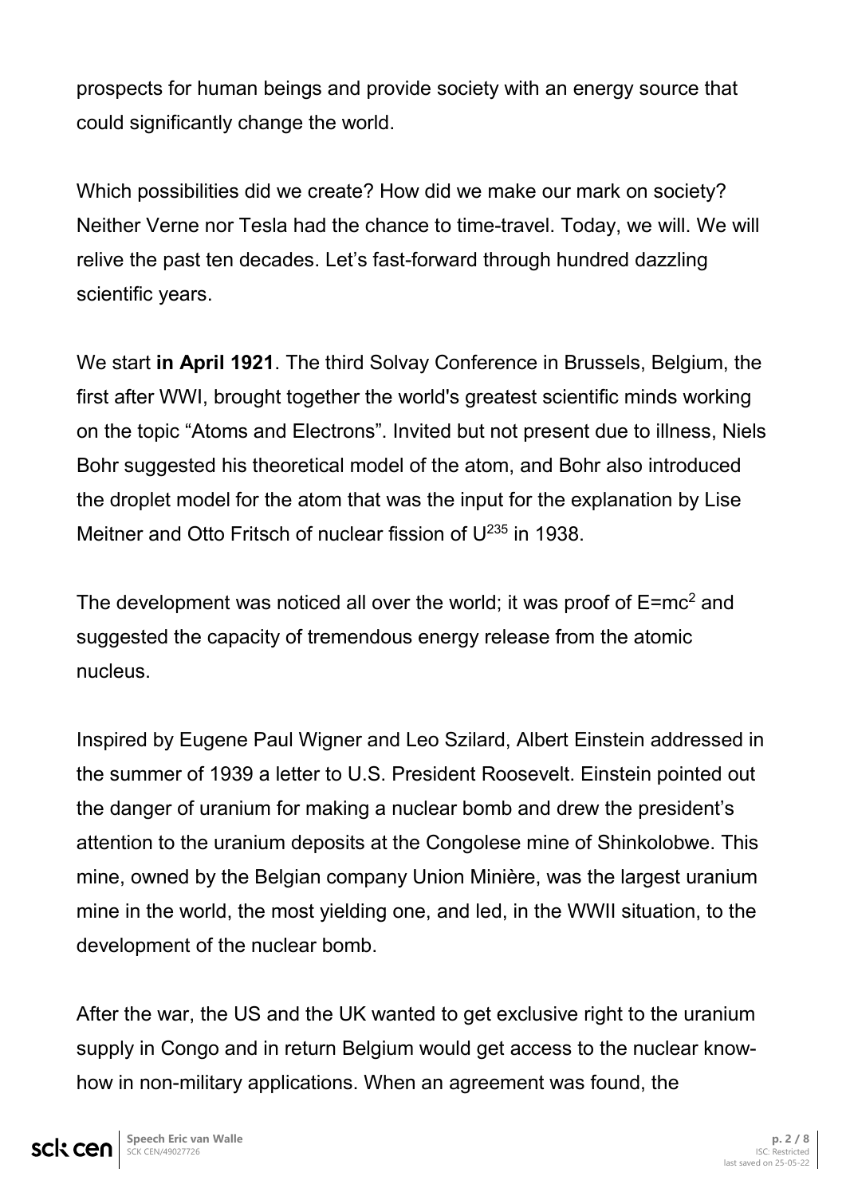prospects for human beings and provide society with an energy source that could significantly change the world.

Which possibilities did we create? How did we make our mark on society? Neither Verne nor Tesla had the chance to time-travel. Today, we will. We will relive the past ten decades. Let's fast-forward through hundred dazzling scientific years.

We start **in April 1921**. The third Solvay Conference in Brussels, Belgium, the first after WWI, brought together the world's greatest scientific minds working on the topic "Atoms and Electrons". Invited but not present due to illness, Niels Bohr suggested his theoretical model of the atom, and Bohr also introduced the droplet model for the atom that was the input for the explanation by Lise Meitner and Otto Fritsch of nuclear fission of $U^{235}$ in 1938.

The development was noticed all over the world; it was proof of $E=mc^2$ and suggested the capacity of tremendous energy release from the atomic nucleus.

Inspired by Eugene Paul Wigner and Leo Szilard, Albert Einstein addressed in the summer of 1939 a letter to U.S. President Roosevelt. Einstein pointed out the danger of uranium for making a nuclear bomb and drew the president's attention to the uranium deposits at the Congolese mine of Shinkolobwe. This mine, owned by the Belgian company Union Minière, was the largest uranium mine in the world, the most yielding one, and led, in the WWII situation, to the development of the nuclear bomb.

After the war, the US and the UK wanted to get exclusive right to the uranium supply in Congo and in return Belgium would get access to the nuclear know-how in non-military applications. When an agreement was found, the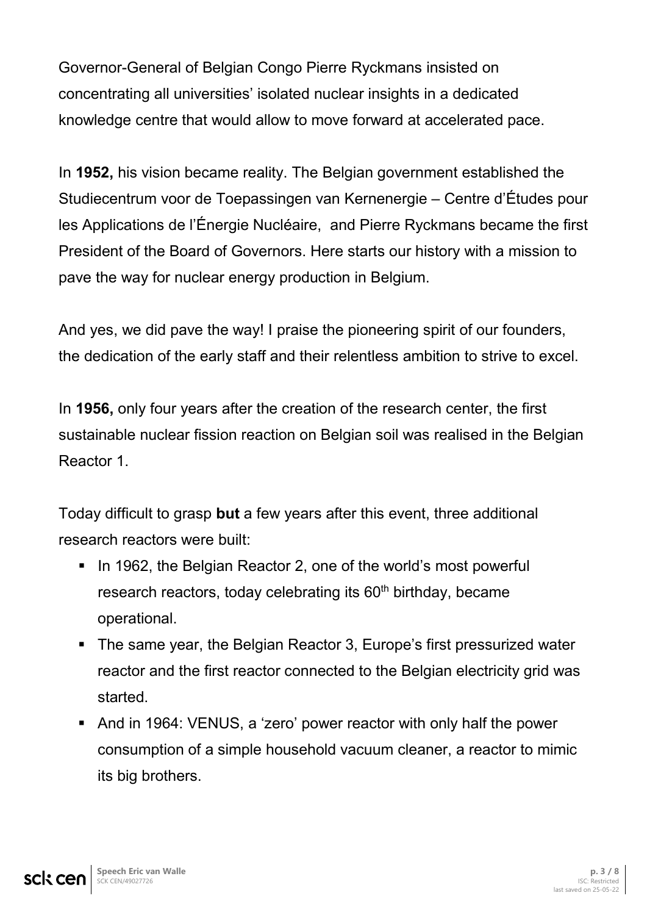Governor-General of Belgian Congo Pierre Ryckmans insisted on concentrating all universities' isolated nuclear insights in a dedicated knowledge centre that would allow to move forward at accelerated pace.

In **1952,** his vision became reality. The Belgian government established the Studiecentrum voor de Toepassingen van Kernenergie – Centre d'Études pour les Applications de l'Énergie Nucléaire, and Pierre Ryckmans became the first President of the Board of Governors. Here starts our history with a mission to pave the way for nuclear energy production in Belgium.

And yes, we did pave the way! I praise the pioneering spirit of our founders, the dedication of the early staff and their relentless ambition to strive to excel.

In **1956,** only four years after the creation of the research center, the first sustainable nuclear fission reaction on Belgian soil was realised in the Belgian Reactor 1.

Today difficult to grasp **but** a few years after this event, three additional research reactors were built:

- In 1962, the Belgian Reactor 2, one of the world's most powerful research reactors, today celebrating its 60th birthday, became operational.
- The same year, the Belgian Reactor 3, Europe's first pressurized water reactor and the first reactor connected to the Belgian electricity grid was started.
- And in 1964: VENUS, a 'zero' power reactor with only half the power consumption of a simple household vacuum cleaner, a reactor to mimic its big brothers.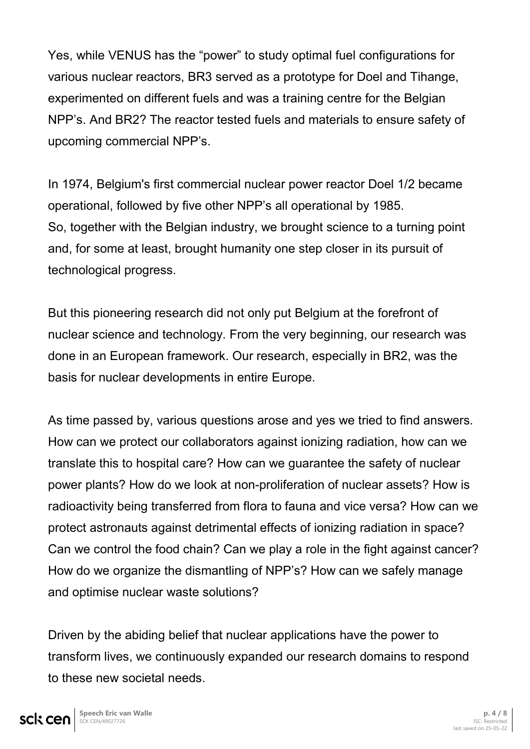Yes, while VENUS has the “power” to study optimal fuel configurations for various nuclear reactors, BR3 served as a prototype for Doel and Tihange, experimented on different fuels and was a training centre for the Belgian NPP’s. And BR2? The reactor tested fuels and materials to ensure safety of upcoming commercial NPP’s.

In 1974, Belgium's first commercial nuclear power reactor Doel 1/2 became operational, followed by five other NPP’s all operational by 1985.
So, together with the Belgian industry, we brought science to a turning point and, for some at least, brought humanity one step closer in its pursuit of technological progress.

But this pioneering research did not only put Belgium at the forefront of nuclear science and technology. From the very beginning, our research was done in an European framework. Our research, especially in BR2, was the basis for nuclear developments in entire Europe.

As time passed by, various questions arose and yes we tried to find answers. How can we protect our collaborators against ionizing radiation, how can we translate this to hospital care? How can we guarantee the safety of nuclear power plants? How do we look at non-proliferation of nuclear assets? How is radioactivity being transferred from flora to fauna and vice versa? How can we protect astronauts against detrimental effects of ionizing radiation in space? Can we control the food chain? Can we play a role in the fight against cancer? How do we organize the dismantling of NPP’s? How can we safely manage and optimise nuclear waste solutions?

Driven by the abiding belief that nuclear applications have the power to transform lives, we continuously expanded our research domains to respond to these new societal needs.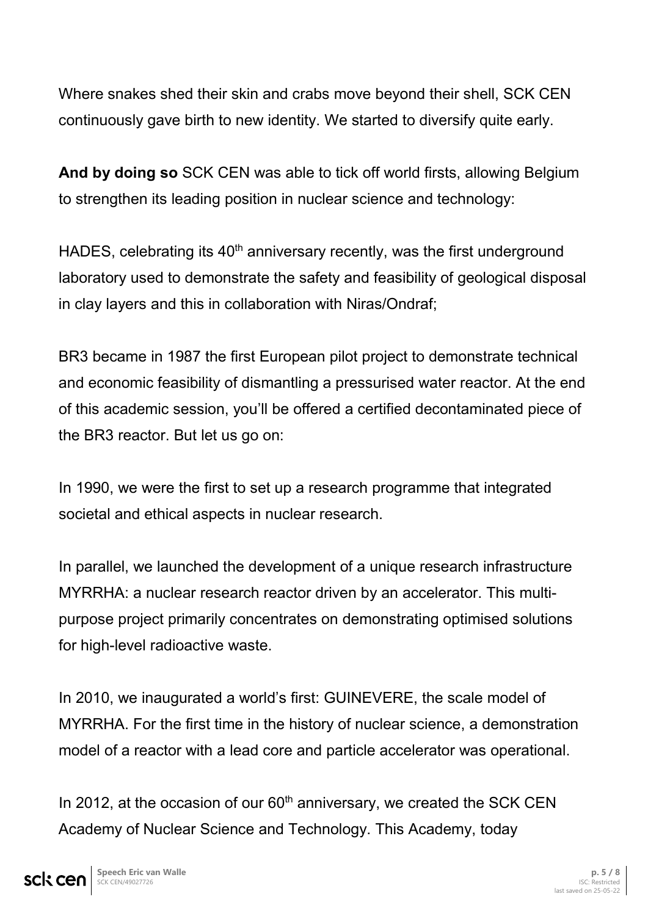Where snakes shed their skin and crabs move beyond their shell, SCK CEN continuously gave birth to new identity. We started to diversify quite early.

**And by doing so** SCK CEN was able to tick off world firsts, allowing Belgium to strengthen its leading position in nuclear science and technology:

HADES, celebrating its 40th anniversary recently, was the first underground laboratory used to demonstrate the safety and feasibility of geological disposal in clay layers and this in collaboration with Niras/Ondraf;

BR3 became in 1987 the first European pilot project to demonstrate technical and economic feasibility of dismantling a pressurised water reactor. At the end of this academic session, you'll be offered a certified decontaminated piece of the BR3 reactor. But let us go on:

In 1990, we were the first to set up a research programme that integrated societal and ethical aspects in nuclear research.

In parallel, we launched the development of a unique research infrastructure MYRRHA: a nuclear research reactor driven by an accelerator. This multi-purpose project primarily concentrates on demonstrating optimised solutions for high-level radioactive waste.

In 2010, we inaugurated a world's first: GUINEVERE, the scale model of MYRRHA. For the first time in the history of nuclear science, a demonstration model of a reactor with a lead core and particle accelerator was operational.

In 2012, at the occasion of our 60th anniversary, we created the SCK CEN Academy of Nuclear Science and Technology. This Academy, today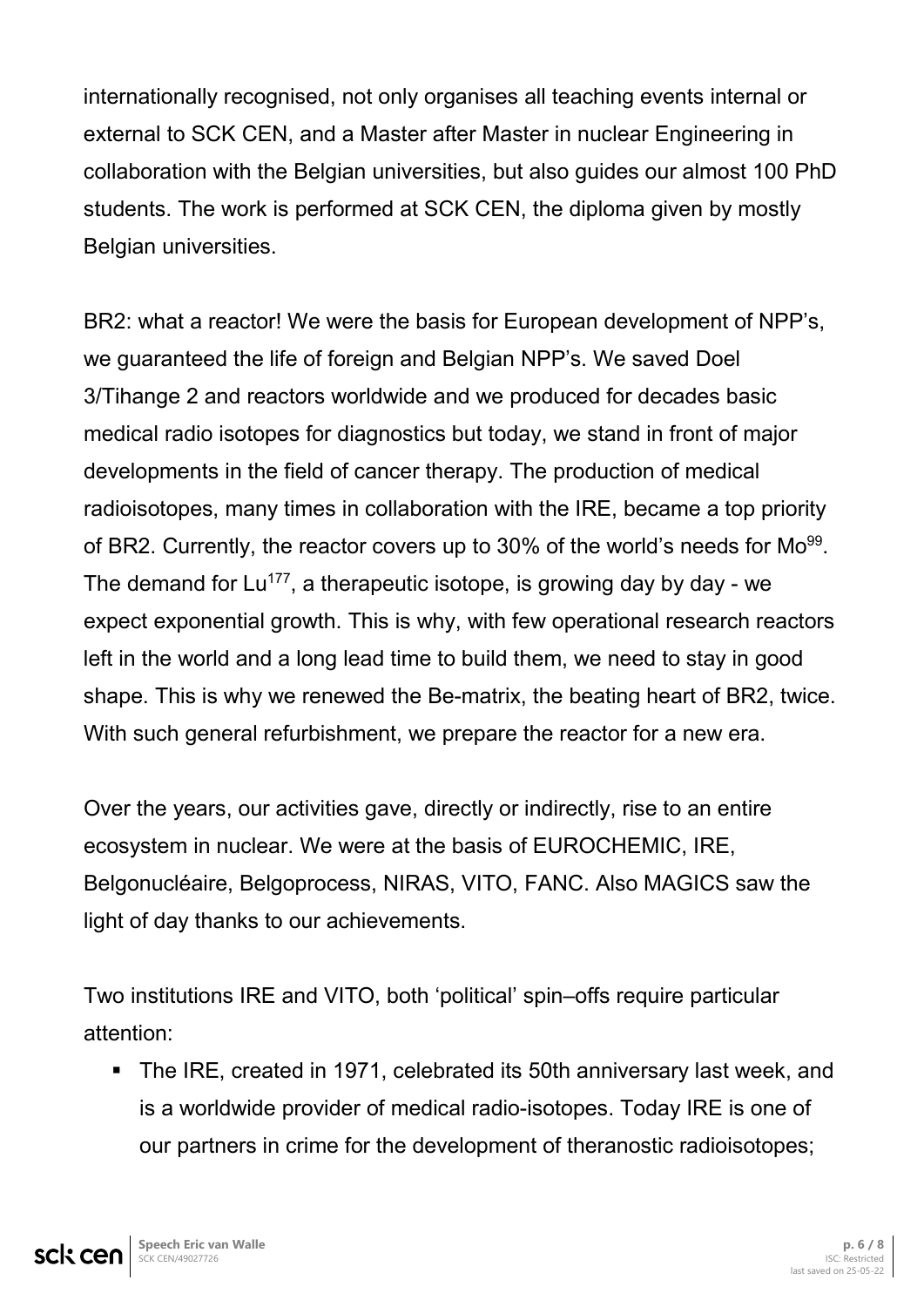internationally recognised, not only organises all teaching events internal or external to SCK CEN, and a Master after Master in nuclear Engineering in collaboration with the Belgian universities, but also guides our almost 100 PhD students. The work is performed at SCK CEN, the diploma given by mostly Belgian universities.

BR2: what a reactor! We were the basis for European development of NPP's, we guaranteed the life of foreign and Belgian NPP's. We saved Doel 3/Tihange 2 and reactors worldwide and we produced for decades basic medical radio isotopes for diagnostics but today, we stand in front of major developments in the field of cancer therapy. The production of medical radioisotopes, many times in collaboration with the IRE, became a top priority of BR2. Currently, the reactor covers up to 30% of the world's needs for $Mo^{99}$. The demand for $Lu^{177}$, a therapeutic isotope, is growing day by day - we expect exponential growth. This is why, with few operational research reactors left in the world and a long lead time to build them, we need to stay in good shape. This is why we renewed the Be-matrix, the beating heart of BR2, twice. With such general refurbishment, we prepare the reactor for a new era.

Over the years, our activities gave, directly or indirectly, rise to an entire ecosystem in nuclear. We were at the basis of EUROCHEMIC, IRE, Belgonucléaire, Belgoprocess, NIRAS, VITO, FANC. Also MAGICS saw the light of day thanks to our achievements.

Two institutions IRE and VITO, both 'political' spin–offs require particular attention:

- The IRE, created in 1971, celebrated its 50th anniversary last week, and is a worldwide provider of medical radio-isotopes. Today IRE is one of our partners in crime for the development of theranostic radioisotopes;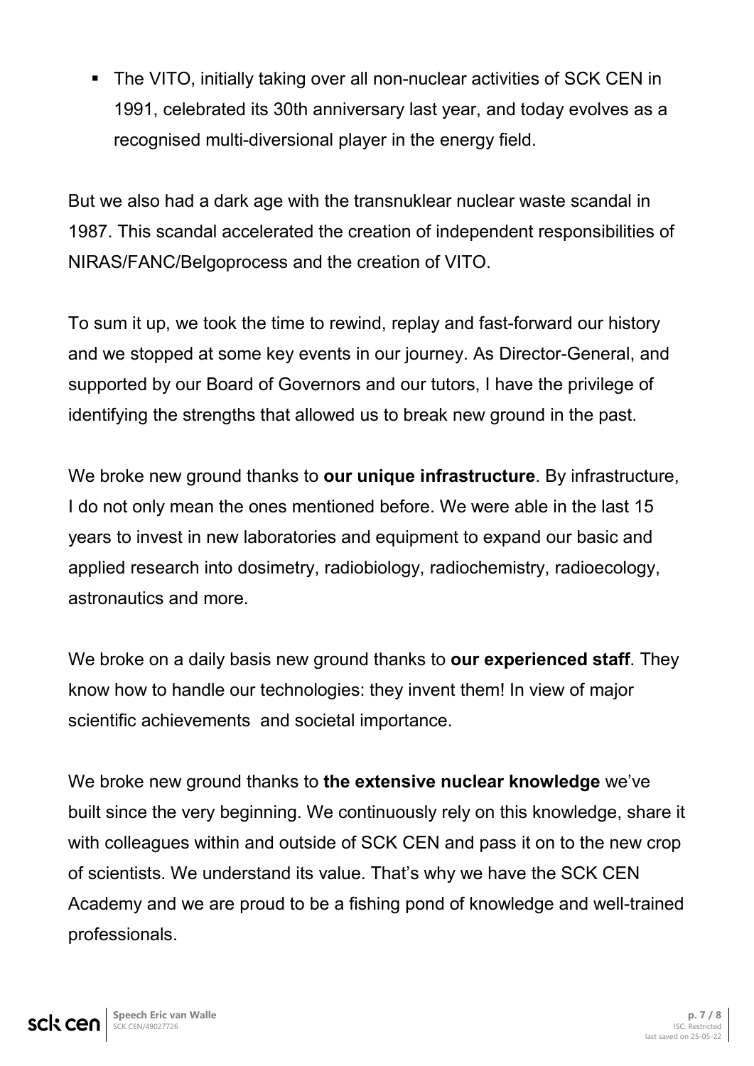- The VITO, initially taking over all non-nuclear activities of SCK CEN in 1991, celebrated its 30th anniversary last year, and today evolves as a recognised multi-diversional player in the energy field.

But we also had a dark age with the transnuklear nuclear waste scandal in 1987. This scandal accelerated the creation of independent responsibilities of NIRAS/FANC/Belgoprocess and the creation of VITO.

To sum it up, we took the time to rewind, replay and fast-forward our history and we stopped at some key events in our journey. As Director-General, and supported by our Board of Governors and our tutors, I have the privilege of identifying the strengths that allowed us to break new ground in the past.

We broke new ground thanks to **our unique infrastructure**. By infrastructure, I do not only mean the ones mentioned before. We were able in the last 15 years to invest in new laboratories and equipment to expand our basic and applied research into dosimetry, radiobiology, radiochemistry, radioecology, astronautics and more.

We broke on a daily basis new ground thanks to **our experienced staff**. They know how to handle our technologies: they invent them! In view of major scientific achievements and societal importance.

We broke new ground thanks to **the extensive nuclear knowledge** we've built since the very beginning. We continuously rely on this knowledge, share it with colleagues within and outside of SCK CEN and pass it on to the new crop of scientists. We understand its value. That's why we have the SCK CEN Academy and we are proud to be a fishing pond of knowledge and well-trained professionals.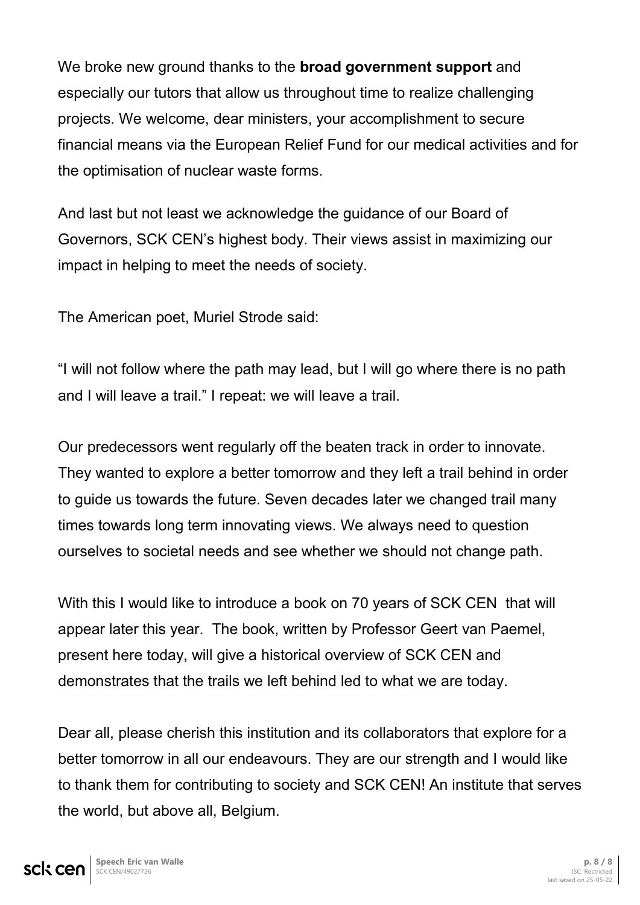We broke new ground thanks to the **broad government support** and especially our tutors that allow us throughout time to realize challenging projects. We welcome, dear ministers, your accomplishment to secure financial means via the European Relief Fund for our medical activities and for the optimisation of nuclear waste forms.

And last but not least we acknowledge the guidance of our Board of Governors, SCK CEN's highest body. Their views assist in maximizing our impact in helping to meet the needs of society.

The American poet, Muriel Strode said:

"I will not follow where the path may lead, but I will go where there is no path and I will leave a trail." I repeat: we will leave a trail.

Our predecessors went regularly off the beaten track in order to innovate. They wanted to explore a better tomorrow and they left a trail behind in order to guide us towards the future. Seven decades later we changed trail many times towards long term innovating views. We always need to question ourselves to societal needs and see whether we should not change path.

With this I would like to introduce a book on 70 years of SCK CEN that will appear later this year. The book, written by Professor Geert van Paemel, present here today, will give a historical overview of SCK CEN and demonstrates that the trails we left behind led to what we are today.

Dear all, please cherish this institution and its collaborators that explore for a better tomorrow in all our endeavours. They are our strength and I would like to thank them for contributing to society and SCK CEN! An institute that serves the world, but above all, Belgium.